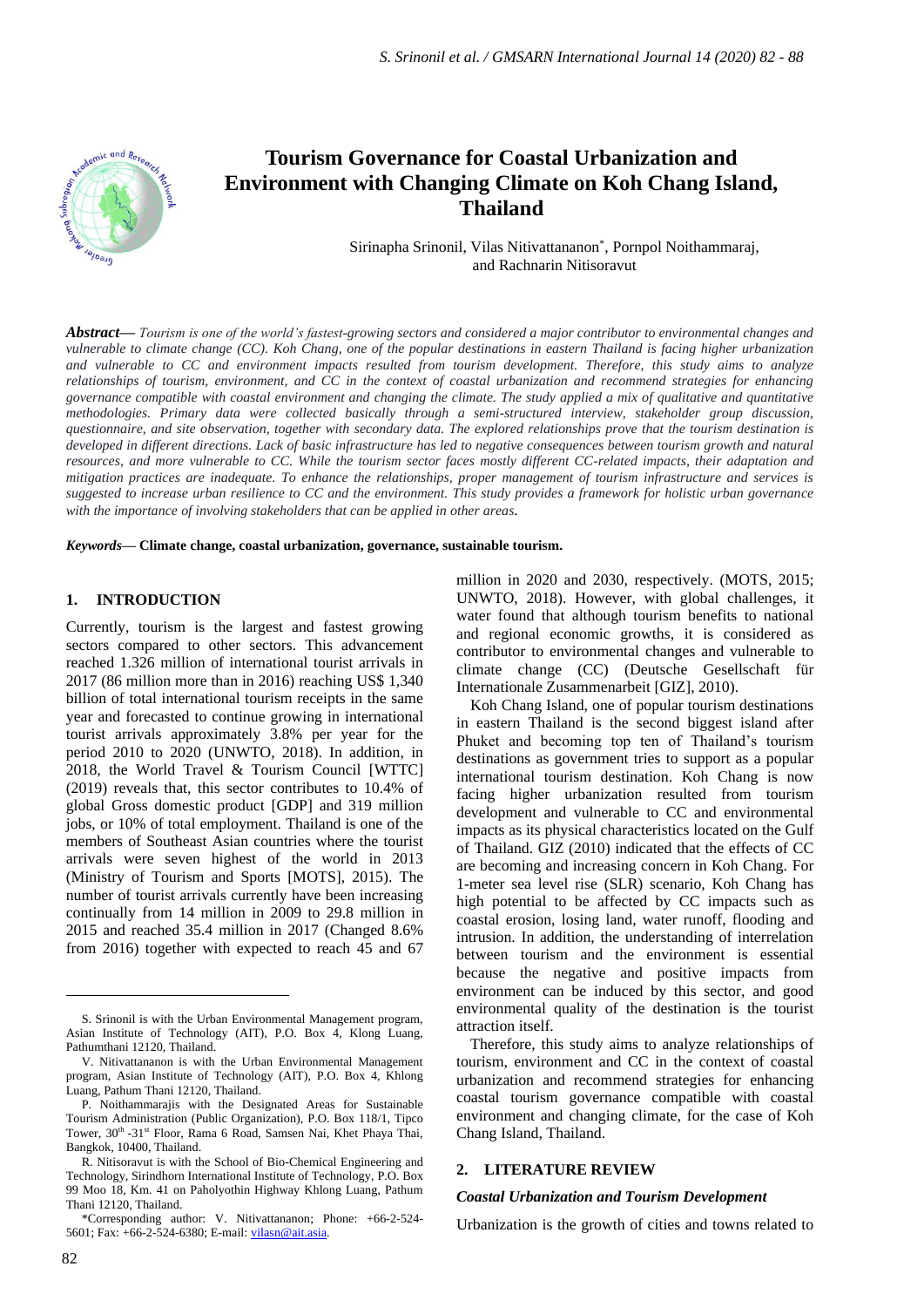# Tourism Governance for Coastal Urbanization and Environment with Changing Climate on Koh Chang Island, Thailand

Sirinapha Srinonil, Vilas Nitivattananon*, Pornpol Noithammaraj, and Rachnarin Nitisoravut

***Abstract***— *Tourism is one of the world's fastest-growing sectors and considered a major contributor to environmental changes and vulnerable to climate change (CC). Koh Chang, one of the popular destinations in eastern Thailand is facing higher urbanization and vulnerable to CC and environment impacts resulted from tourism development. Therefore, this study aims to analyze relationships of tourism, environment, and CC in the context of coastal urbanization and recommend strategies for enhancing governance compatible with coastal environment and changing the climate. The study applied a mix of qualitative and quantitative methodologies. Primary data were collected basically through a semi-structured interview, stakeholder group discussion, questionnaire, and site observation, together with secondary data. The explored relationships prove that the tourism destination is developed in different directions. Lack of basic infrastructure has led to negative consequences between tourism growth and natural resources, and more vulnerable to CC. While the tourism sector faces mostly different CC-related impacts, their adaptation and mitigation practices are inadequate. To enhance the relationships, proper management of tourism infrastructure and services is suggested to increase urban resilience to CC and the environment. This study provides a framework for holistic urban governance with the importance of involving stakeholders that can be applied in other areas.*

***Keywords***— **Climate change, coastal urbanization, governance, sustainable tourism.**

## 1. INTRODUCTION

Currently, tourism is the largest and fastest growing sectors compared to other sectors. This advancement reached 1.326 million of international tourist arrivals in 2017 (86 million more than in 2016) reaching US$ 1,340 billion of total international tourism receipts in the same year and forecasted to continue growing in international tourist arrivals approximately 3.8% per year for the period 2010 to 2020 (UNWTO, 2018). In addition, in 2018, the World Travel & Tourism Council [WTTC] (2019) reveals that, this sector contributes to 10.4% of global Gross domestic product [GDP] and 319 million jobs, or 10% of total employment. Thailand is one of the members of Southeast Asian countries where the tourist arrivals were seven highest of the world in 2013 (Ministry of Tourism and Sports [MOTS], 2015). The number of tourist arrivals currently have been increasing continually from 14 million in 2009 to 29.8 million in 2015 and reached 35.4 million in 2017 (Changed 8.6% from 2016) together with expected to reach 45 and 67 million in 2020 and 2030, respectively. (MOTS, 2015; UNWTO, 2018). However, with global challenges, it water found that although tourism benefits to national and regional economic growths, it is considered as contributor to environmental changes and vulnerable to climate change (CC) (Deutsche Gesellschaft für Internationale Zusammenarbeit [GIZ], 2010).

Koh Chang Island, one of popular tourism destinations in eastern Thailand is the second biggest island after Phuket and becoming top ten of Thailand's tourism destinations as government tries to support as a popular international tourism destination. Koh Chang is now facing higher urbanization resulted from tourism development and vulnerable to CC and environmental impacts as its physical characteristics located on the Gulf of Thailand. GIZ (2010) indicated that the effects of CC are becoming and increasing concern in Koh Chang. For 1-meter sea level rise (SLR) scenario, Koh Chang has high potential to be affected by CC impacts such as coastal erosion, losing land, water runoff, flooding and intrusion. In addition, the understanding of interrelation between tourism and the environment is essential because the negative and positive impacts from environment can be induced by this sector, and good environmental quality of the destination is the tourist attraction itself.

Therefore, this study aims to analyze relationships of tourism, environment and CC in the context of coastal urbanization and recommend strategies for enhancing coastal tourism governance compatible with coastal environment and changing climate, for the case of Koh Chang Island, Thailand.

## 2. LITERATURE REVIEW

### *Coastal Urbanization and Tourism Development*

Urbanization is the growth of cities and towns related to

---

S. Srinonil is with the Urban Environmental Management program, Asian Institute of Technology (AIT), P.O. Box 4, Klong Luang, Pathumthani 12120, Thailand.

V. Nitivattananon is with the Urban Environmental Management program, Asian Institute of Technology (AIT), P.O. Box 4, Khlong Luang, Pathum Thani 12120, Thailand.

P. Noithammarajis with the Designated Areas for Sustainable Tourism Administration (Public Organization), P.O. Box 118/1, Tipco Tower, 30th -31st Floor, Rama 6 Road, Samsen Nai, Khet Phaya Thai, Bangkok, 10400, Thailand.

R. Nitisoravut is with the School of Bio-Chemical Engineering and Technology, Sirindhorn International Institute of Technology, P.O. Box 99 Moo 18, Km. 41 on Paholyothin Highway Khlong Luang, Pathum Thani 12120, Thailand.

*Corresponding author: V. Nitivattananon; Phone: +66-2-524-5601; Fax: +66-2-524-6380; E-mail: vilasn@ait.asia.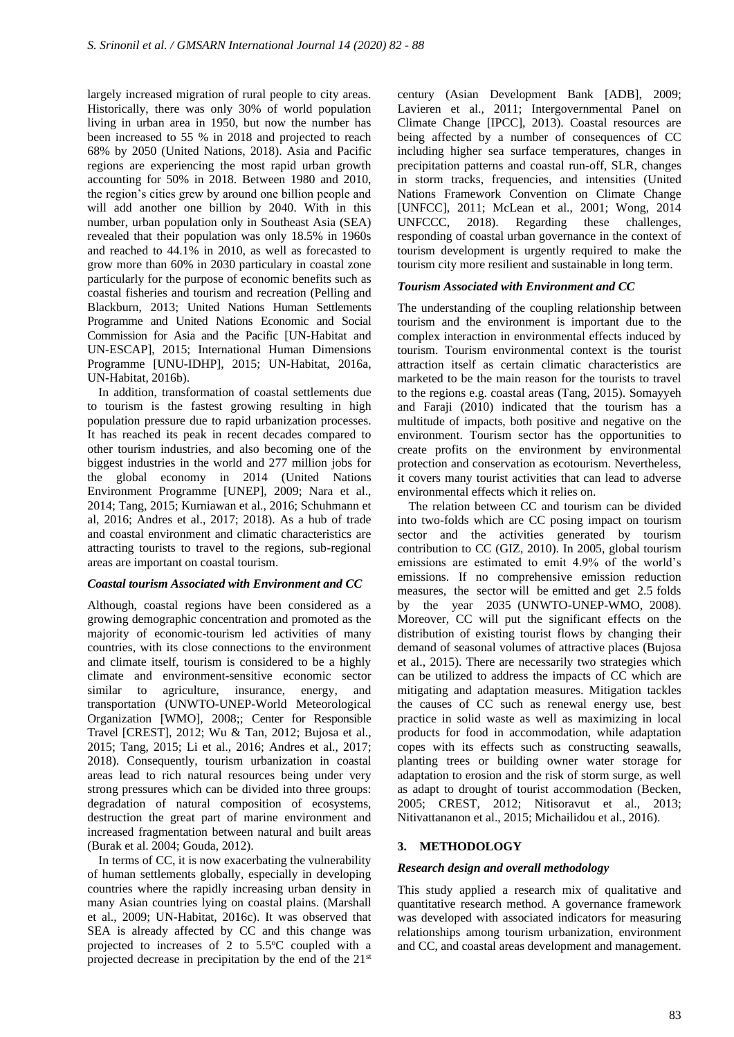largely increased migration of rural people to city areas. Historically, there was only 30% of world population living in urban area in 1950, but now the number has been increased to 55 % in 2018 and projected to reach 68% by 2050 (United Nations, 2018). Asia and Pacific regions are experiencing the most rapid urban growth accounting for 50% in 2018. Between 1980 and 2010, the region's cities grew by around one billion people and will add another one billion by 2040. With in this number, urban population only in Southeast Asia (SEA) revealed that their population was only 18.5% in 1960s and reached to 44.1% in 2010, as well as forecasted to grow more than 60% in 2030 particulary in coastal zone particularly for the purpose of economic benefits such as coastal fisheries and tourism and recreation (Pelling and Blackburn, 2013; United Nations Human Settlements Programme and United Nations Economic and Social Commission for Asia and the Pacific [UN-Habitat and UN-ESCAP], 2015; International Human Dimensions Programme [UNU-IDHP], 2015; UN-Habitat, 2016a, UN-Habitat, 2016b).

In addition, transformation of coastal settlements due to tourism is the fastest growing resulting in high population pressure due to rapid urbanization processes. It has reached its peak in recent decades compared to other tourism industries, and also becoming one of the biggest industries in the world and 277 million jobs for the global economy in 2014 (United Nations Environment Programme [UNEP], 2009; Nara et al., 2014; Tang, 2015; Kurniawan et al., 2016; Schuhmann et al, 2016; Andres et al., 2017; 2018). As a hub of trade and coastal environment and climatic characteristics are attracting tourists to travel to the regions, sub-regional areas are important on coastal tourism.

### *Coastal tourism Associated with Environment and CC*

Although, coastal regions have been considered as a growing demographic concentration and promoted as the majority of economic-tourism led activities of many countries, with its close connections to the environment and climate itself, tourism is considered to be a highly climate and environment-sensitive economic sector similar to agriculture, insurance, energy, and transportation (UNWTO-UNEP-World Meteorological Organization [WMO], 2008;; Center for Responsible Travel [CREST], 2012; Wu & Tan, 2012; Bujosa et al., 2015; Tang, 2015; Li et al., 2016; Andres et al., 2017; 2018). Consequently, tourism urbanization in coastal areas lead to rich natural resources being under very strong pressures which can be divided into three groups: degradation of natural composition of ecosystems, destruction the great part of marine environment and increased fragmentation between natural and built areas (Burak et al. 2004; Gouda, 2012).

In terms of CC, it is now exacerbating the vulnerability of human settlements globally, especially in developing countries where the rapidly increasing urban density in many Asian countries lying on coastal plains. (Marshall et al., 2009; UN-Habitat, 2016c). It was observed that SEA is already affected by CC and this change was projected to increases of 2 to 5.5$^{o}$C coupled with a projected decrease in precipitation by the end of the 21$^{st}$ century (Asian Development Bank [ADB], 2009; Lavieren et al., 2011; Intergovernmental Panel on Climate Change [IPCC], 2013). Coastal resources are being affected by a number of consequences of CC including higher sea surface temperatures, changes in precipitation patterns and coastal run-off, SLR, changes in storm tracks, frequencies, and intensities (United Nations Framework Convention on Climate Change [UNFCC], 2011; McLean et al., 2001; Wong, 2014 UNFCCC, 2018). Regarding these challenges, responding of coastal urban governance in the context of tourism development is urgently required to make the tourism city more resilient and sustainable in long term.

### *Tourism Associated with Environment and CC*

The understanding of the coupling relationship between tourism and the environment is important due to the complex interaction in environmental effects induced by tourism. Tourism environmental context is the tourist attraction itself as certain climatic characteristics are marketed to be the main reason for the tourists to travel to the regions e.g. coastal areas (Tang, 2015). Somayyeh and Faraji (2010) indicated that the tourism has a multitude of impacts, both positive and negative on the environment. Tourism sector has the opportunities to create profits on the environment by environmental protection and conservation as ecotourism. Nevertheless, it covers many tourist activities that can lead to adverse environmental effects which it relies on.

The relation between CC and tourism can be divided into two-folds which are CC posing impact on tourism sector and the activities generated by tourism contribution to CC (GIZ, 2010). In 2005, global tourism emissions are estimated to emit 4.9% of the world's emissions. If no comprehensive emission reduction measures, the sector will be emitted and get 2.5 folds by the year 2035 (UNWTO-UNEP-WMO, 2008). Moreover, CC will put the significant effects on the distribution of existing tourist flows by changing their demand of seasonal volumes of attractive places (Bujosa et al., 2015). There are necessarily two strategies which can be utilized to address the impacts of CC which are mitigating and adaptation measures. Mitigation tackles the causes of CC such as renewal energy use, best practice in solid waste as well as maximizing in local products for food in accommodation, while adaptation copes with its effects such as constructing seawalls, planting trees or building owner water storage for adaptation to erosion and the risk of storm surge, as well as adapt to drought of tourist accommodation (Becken, 2005; CREST, 2012; Nitisoravut et al., 2013; Nitivattananon et al., 2015; Michailidou et al., 2016).

## 3. METHODOLOGY

### *Research design and overall methodology*

This study applied a research mix of qualitative and quantitative research method. A governance framework was developed with associated indicators for measuring relationships among tourism urbanization, environment and CC, and coastal areas development and management.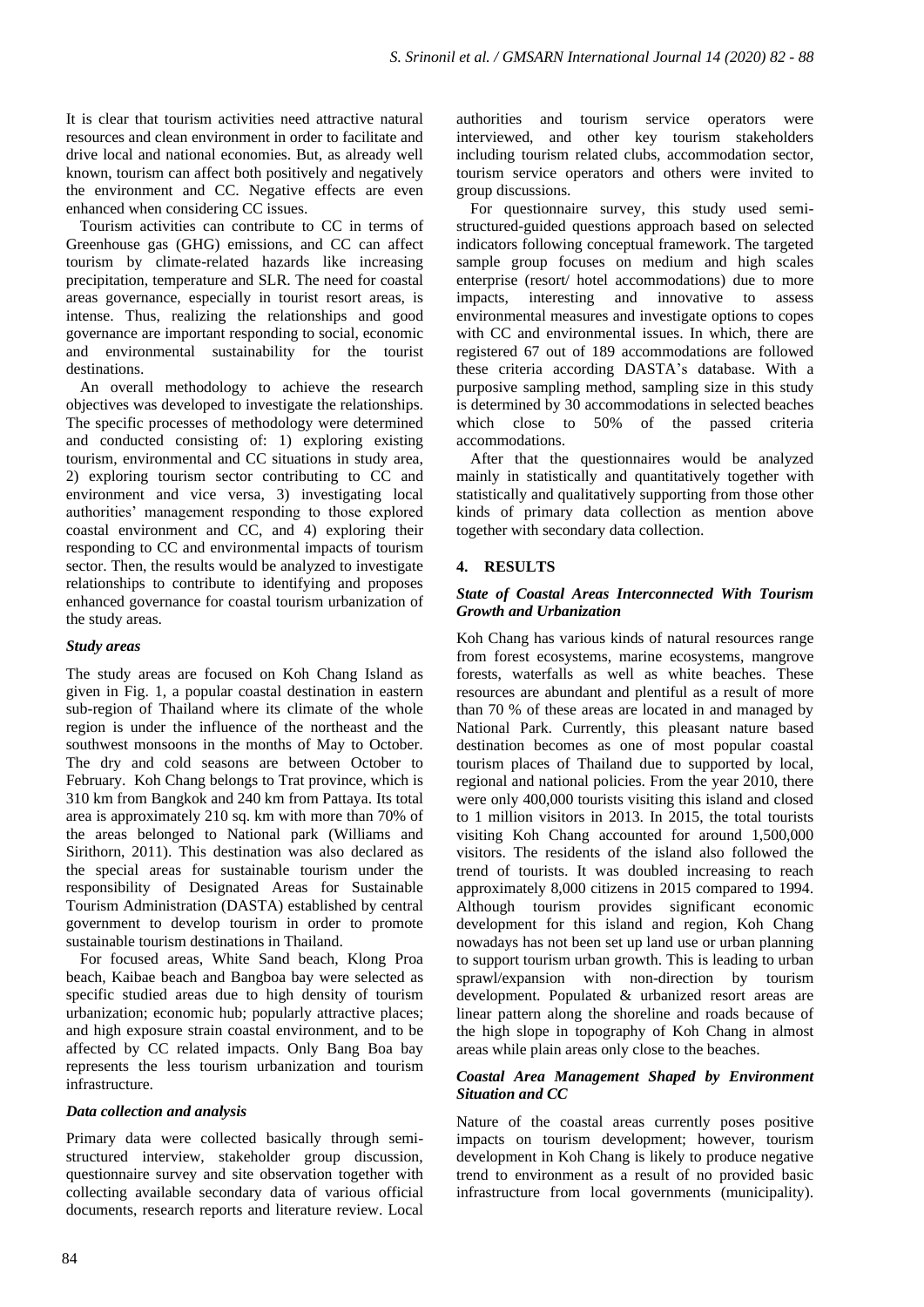It is clear that tourism activities need attractive natural resources and clean environment in order to facilitate and drive local and national economies. But, as already well known, tourism can affect both positively and negatively the environment and CC. Negative effects are even enhanced when considering CC issues.

Tourism activities can contribute to CC in terms of Greenhouse gas (GHG) emissions, and CC can affect tourism by climate-related hazards like increasing precipitation, temperature and SLR. The need for coastal areas governance, especially in tourist resort areas, is intense. Thus, realizing the relationships and good governance are important responding to social, economic and environmental sustainability for the tourist destinations.

An overall methodology to achieve the research objectives was developed to investigate the relationships. The specific processes of methodology were determined and conducted consisting of: 1) exploring existing tourism, environmental and CC situations in study area, 2) exploring tourism sector contributing to CC and environment and vice versa, 3) investigating local authorities' management responding to those explored coastal environment and CC, and 4) exploring their responding to CC and environmental impacts of tourism sector. Then, the results would be analyzed to investigate relationships to contribute to identifying and proposes enhanced governance for coastal tourism urbanization of the study areas.

### *Study areas*

The study areas are focused on Koh Chang Island as given in Fig. 1, a popular coastal destination in eastern sub-region of Thailand where its climate of the whole region is under the influence of the northeast and the southwest monsoons in the months of May to October. The dry and cold seasons are between October to February. Koh Chang belongs to Trat province, which is 310 km from Bangkok and 240 km from Pattaya. Its total area is approximately 210 sq. km with more than 70% of the areas belonged to National park (Williams and Sirithorn, 2011). This destination was also declared as the special areas for sustainable tourism under the responsibility of Designated Areas for Sustainable Tourism Administration (DASTA) established by central government to develop tourism in order to promote sustainable tourism destinations in Thailand.

For focused areas, White Sand beach, Klong Proa beach, Kaibae beach and Bangboa bay were selected as specific studied areas due to high density of tourism urbanization; economic hub; popularly attractive places; and high exposure strain coastal environment, and to be affected by CC related impacts. Only Bang Boa bay represents the less tourism urbanization and tourism infrastructure.

### *Data collection and analysis*

Primary data were collected basically through semi-structured interview, stakeholder group discussion, questionnaire survey and site observation together with collecting available secondary data of various official documents, research reports and literature review. Local authorities and tourism service operators were interviewed, and other key tourism stakeholders including tourism related clubs, accommodation sector, tourism service operators and others were invited to group discussions.

For questionnaire survey, this study used semi-structured-guided questions approach based on selected indicators following conceptual framework. The targeted sample group focuses on medium and high scales enterprise (resort/ hotel accommodations) due to more impacts, interesting and innovative to assess environmental measures and investigate options to copes with CC and environmental issues. In which, there are registered 67 out of 189 accommodations are followed these criteria according DASTA's database. With a purposive sampling method, sampling size in this study is determined by 30 accommodations in selected beaches which close to 50% of the passed criteria accommodations.

After that the questionnaires would be analyzed mainly in statistically and quantitatively together with statistically and qualitatively supporting from those other kinds of primary data collection as mention above together with secondary data collection.

## 4. RESULTS

### *State of Coastal Areas Interconnected With Tourism Growth and Urbanization*

Koh Chang has various kinds of natural resources range from forest ecosystems, marine ecosystems, mangrove forests, waterfalls as well as white beaches. These resources are abundant and plentiful as a result of more than 70 % of these areas are located in and managed by National Park. Currently, this pleasant nature based destination becomes as one of most popular coastal tourism places of Thailand due to supported by local, regional and national policies. From the year 2010, there were only 400,000 tourists visiting this island and closed to 1 million visitors in 2013. In 2015, the total tourists visiting Koh Chang accounted for around 1,500,000 visitors. The residents of the island also followed the trend of tourists. It was doubled increasing to reach approximately 8,000 citizens in 2015 compared to 1994. Although tourism provides significant economic development for this island and region, Koh Chang nowadays has not been set up land use or urban planning to support tourism urban growth. This is leading to urban sprawl/expansion with non-direction by tourism development. Populated & urbanized resort areas are linear pattern along the shoreline and roads because of the high slope in topography of Koh Chang in almost areas while plain areas only close to the beaches.

### *Coastal Area Management Shaped by Environment Situation and CC*

Nature of the coastal areas currently poses positive impacts on tourism development; however, tourism development in Koh Chang is likely to produce negative trend to environment as a result of no provided basic infrastructure from local governments (municipality).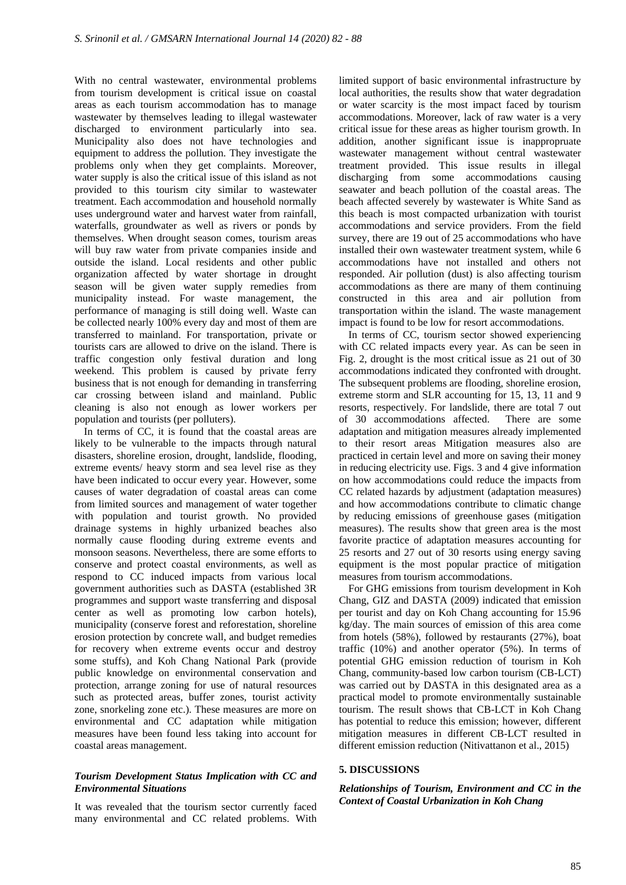With no central wastewater, environmental problems from tourism development is critical issue on coastal areas as each tourism accommodation has to manage wastewater by themselves leading to illegal wastewater discharged to environment particularly into sea. Municipality also does not have technologies and equipment to address the pollution. They investigate the problems only when they get complaints. Moreover, water supply is also the critical issue of this island as not provided to this tourism city similar to wastewater treatment. Each accommodation and household normally uses underground water and harvest water from rainfall, waterfalls, groundwater as well as rivers or ponds by themselves. When drought season comes, tourism areas will buy raw water from private companies inside and outside the island. Local residents and other public organization affected by water shortage in drought season will be given water supply remedies from municipality instead. For waste management, the performance of managing is still doing well. Waste can be collected nearly 100% every day and most of them are transferred to mainland. For transportation, private or tourists cars are allowed to drive on the island. There is traffic congestion only festival duration and long weekend. This problem is caused by private ferry business that is not enough for demanding in transferring car crossing between island and mainland. Public cleaning is also not enough as lower workers per population and tourists (per polluters).

In terms of CC, it is found that the coastal areas are likely to be vulnerable to the impacts through natural disasters, shoreline erosion, drought, landslide, flooding, extreme events/ heavy storm and sea level rise as they have been indicated to occur every year. However, some causes of water degradation of coastal areas can come from limited sources and management of water together with population and tourist growth. No provided drainage systems in highly urbanized beaches also normally cause flooding during extreme events and monsoon seasons. Nevertheless, there are some efforts to conserve and protect coastal environments, as well as respond to CC induced impacts from various local government authorities such as DASTA (established 3R programmes and support waste transferring and disposal center as well as promoting low carbon hotels), municipality (conserve forest and reforestation, shoreline erosion protection by concrete wall, and budget remedies for recovery when extreme events occur and destroy some stuffs), and Koh Chang National Park (provide public knowledge on environmental conservation and protection, arrange zoning for use of natural resources such as protected areas, buffer zones, tourist activity zone, snorkeling zone etc.). These measures are more on environmental and CC adaptation while mitigation measures have been found less taking into account for coastal areas management.

### *Tourism Development Status Implication with CC and Environmental Situations*

It was revealed that the tourism sector currently faced many environmental and CC related problems. With limited support of basic environmental infrastructure by local authorities, the results show that water degradation or water scarcity is the most impact faced by tourism accommodations. Moreover, lack of raw water is a very critical issue for these areas as higher tourism growth. In addition, another significant issue is inappropruate wastewater management without central wastewater treatment provided. This issue results in illegal discharging from some accommodations causing seawater and beach pollution of the coastal areas. The beach affected severely by wastewater is White Sand as this beach is most compacted urbanization with tourist accommodations and service providers. From the field survey, there are 19 out of 25 accommodations who have installed their own wastewater treatment system, while 6 accommodations have not installed and others not responded. Air pollution (dust) is also affecting tourism accommodations as there are many of them continuing constructed in this area and air pollution from transportation within the island. The waste management impact is found to be low for resort accommodations.

In terms of CC, tourism sector showed experiencing with CC related impacts every year. As can be seen in Fig. 2, drought is the most critical issue as 21 out of 30 accommodations indicated they confronted with drought. The subsequent problems are flooding, shoreline erosion, extreme storm and SLR accounting for 15, 13, 11 and 9 resorts, respectively. For landslide, there are total 7 out of 30 accommodations affected. There are some adaptation and mitigation measures already implemented to their resort areas Mitigation measures also are practiced in certain level and more on saving their money in reducing electricity use. Figs. 3 and 4 give information on how accommodations could reduce the impacts from CC related hazards by adjustment (adaptation measures) and how accommodations contribute to climatic change by reducing emissions of greenhouse gases (mitigation measures). The results show that green area is the most favorite practice of adaptation measures accounting for 25 resorts and 27 out of 30 resorts using energy saving equipment is the most popular practice of mitigation measures from tourism accommodations.

For GHG emissions from tourism development in Koh Chang, GIZ and DASTA (2009) indicated that emission per tourist and day on Koh Chang accounting for 15.96 kg/day. The main sources of emission of this area come from hotels (58%), followed by restaurants (27%), boat traffic (10%) and another operator (5%). In terms of potential GHG emission reduction of tourism in Koh Chang, community-based low carbon tourism (CB-LCT) was carried out by DASTA in this designated area as a practical model to promote environmentally sustainable tourism. The result shows that CB-LCT in Koh Chang has potential to reduce this emission; however, different mitigation measures in different CB-LCT resulted in different emission reduction (Nitivattanon et al., 2015)

## 5. DISCUSSIONS

### *Relationships of Tourism, Environment and CC in the Context of Coastal Urbanization in Koh Chang*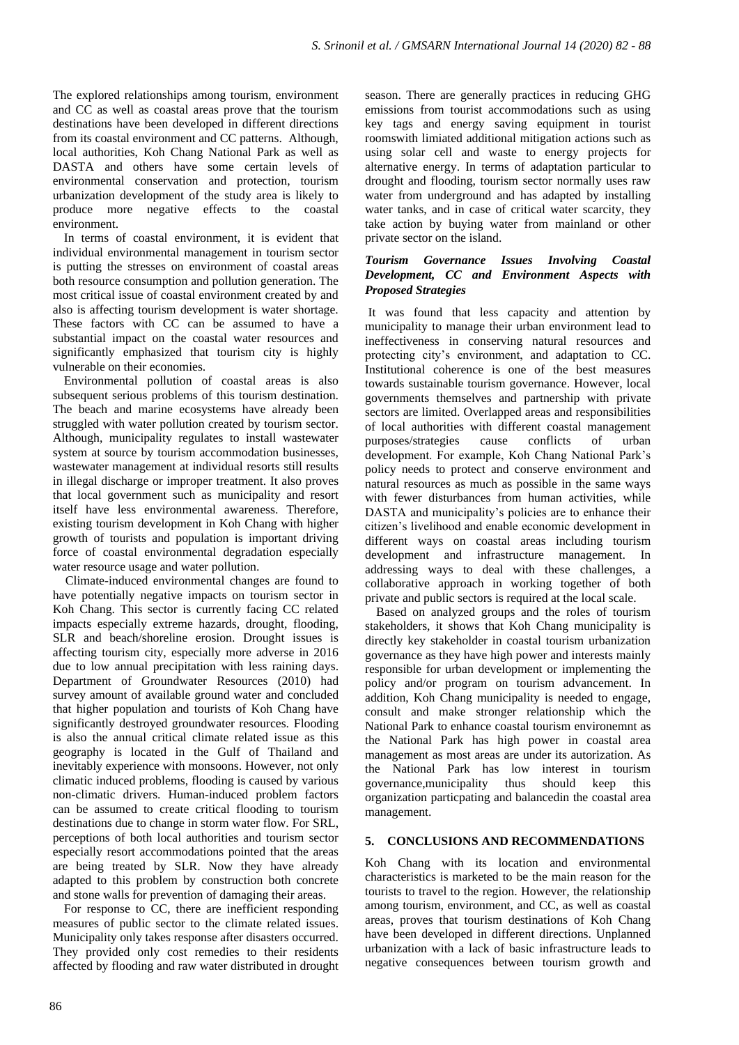The explored relationships among tourism, environment and CC as well as coastal areas prove that the tourism destinations have been developed in different directions from its coastal environment and CC patterns. Although, local authorities, Koh Chang National Park as well as DASTA and others have some certain levels of environmental conservation and protection, tourism urbanization development of the study area is likely to produce more negative effects to the coastal environment.

In terms of coastal environment, it is evident that individual environmental management in tourism sector is putting the stresses on environment of coastal areas both resource consumption and pollution generation. The most critical issue of coastal environment created by and also is affecting tourism development is water shortage. These factors with CC can be assumed to have a substantial impact on the coastal water resources and significantly emphasized that tourism city is highly vulnerable on their economies.

Environmental pollution of coastal areas is also subsequent serious problems of this tourism destination. The beach and marine ecosystems have already been struggled with water pollution created by tourism sector. Although, municipality regulates to install wastewater system at source by tourism accommodation businesses, wastewater management at individual resorts still results in illegal discharge or improper treatment. It also proves that local government such as municipality and resort itself have less environmental awareness. Therefore, existing tourism development in Koh Chang with higher growth of tourists and population is important driving force of coastal environmental degradation especially water resource usage and water pollution.

Climate-induced environmental changes are found to have potentially negative impacts on tourism sector in Koh Chang. This sector is currently facing CC related impacts especially extreme hazards, drought, flooding, SLR and beach/shoreline erosion. Drought issues is affecting tourism city, especially more adverse in 2016 due to low annual precipitation with less raining days. Department of Groundwater Resources (2010) had survey amount of available ground water and concluded that higher population and tourists of Koh Chang have significantly destroyed groundwater resources. Flooding is also the annual critical climate related issue as this geography is located in the Gulf of Thailand and inevitably experience with monsoons. However, not only climatic induced problems, flooding is caused by various non-climatic drivers. Human-induced problem factors can be assumed to create critical flooding to tourism destinations due to change in storm water flow. For SRL, perceptions of both local authorities and tourism sector especially resort accommodations pointed that the areas are being treated by SLR. Now they have already adapted to this problem by construction both concrete and stone walls for prevention of damaging their areas.

For response to CC, there are inefficient responding measures of public sector to the climate related issues. Municipality only takes response after disasters occurred. They provided only cost remedies to their residents affected by flooding and raw water distributed in drought season. There are generally practices in reducing GHG emissions from tourist accommodations such as using key tags and energy saving equipment in tourist roomswith limiated additional mitigation actions such as using solar cell and waste to energy projects for alternative energy. In terms of adaptation particular to drought and flooding, tourism sector normally uses raw water from underground and has adapted by installing water tanks, and in case of critical water scarcity, they take action by buying water from mainland or other private sector on the island.

***Tourism Governance Issues Involving Coastal Development, CC and Environment Aspects with Proposed Strategies***

It was found that less capacity and attention by municipality to manage their urban environment lead to ineffectiveness in conserving natural resources and protecting city's environment, and adaptation to CC. Institutional coherence is one of the best measures towards sustainable tourism governance. However, local governments themselves and partnership with private sectors are limited. Overlapped areas and responsibilities of local authorities with different coastal management purposes/strategies cause conflicts of urban development. For example, Koh Chang National Park's policy needs to protect and conserve environment and natural resources as much as possible in the same ways with fewer disturbances from human activities, while DASTA and municipality's policies are to enhance their citizen's livelihood and enable economic development in different ways on coastal areas including tourism development and infrastructure management. In addressing ways to deal with these challenges, a collaborative approach in working together of both private and public sectors is required at the local scale.

Based on analyzed groups and the roles of tourism stakeholders, it shows that Koh Chang municipality is directly key stakeholder in coastal tourism urbanization governance as they have high power and interests mainly responsible for urban development or implementing the policy and/or program on tourism advancement. In addition, Koh Chang municipality is needed to engage, consult and make stronger relationship which the National Park to enhance coastal tourism environemnt as the National Park has high power in coastal area management as most areas are under its autorization. As the National Park has low interest in tourism governance,municipality thus should keep this organization particpating and balancedin the coastal area management.

## 5. CONCLUSIONS AND RECOMMENDATIONS

Koh Chang with its location and environmental characteristics is marketed to be the main reason for the tourists to travel to the region. However, the relationship among tourism, environment, and CC, as well as coastal areas, proves that tourism destinations of Koh Chang have been developed in different directions. Unplanned urbanization with a lack of basic infrastructure leads to negative consequences between tourism growth and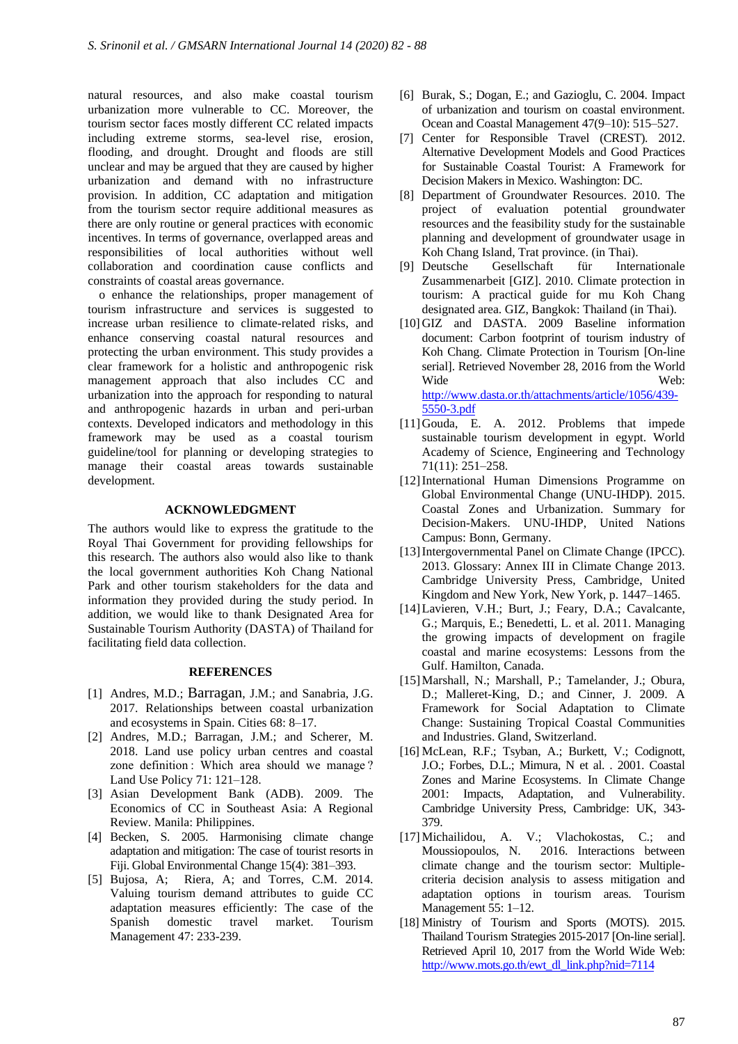natural resources, and also make coastal tourism urbanization more vulnerable to CC. Moreover, the tourism sector faces mostly different CC related impacts including extreme storms, sea-level rise, erosion, flooding, and drought. Drought and floods are still unclear and may be argued that they are caused by higher urbanization and demand with no infrastructure provision. In addition, CC adaptation and mitigation from the tourism sector require additional measures as there are only routine or general practices with economic incentives. In terms of governance, overlapped areas and responsibilities of local authorities without well collaboration and coordination cause conflicts and constraints of coastal areas governance.

o enhance the relationships, proper management of tourism infrastructure and services is suggested to increase urban resilience to climate-related risks, and enhance conserving coastal natural resources and protecting the urban environment. This study provides a clear framework for a holistic and anthropogenic risk management approach that also includes CC and urbanization into the approach for responding to natural and anthropogenic hazards in urban and peri-urban contexts. Developed indicators and methodology in this framework may be used as a coastal tourism guideline/tool for planning or developing strategies to manage their coastal areas towards sustainable development.

## ACKNOWLEDGMENT

The authors would like to express the gratitude to the Royal Thai Government for providing fellowships for this research. The authors also would also like to thank the local government authorities Koh Chang National Park and other tourism stakeholders for the data and information they provided during the study period. In addition, we would like to thank Designated Area for Sustainable Tourism Authority (DASTA) of Thailand for facilitating field data collection.

## REFERENCES

[1] Andres, M.D.; Barragan, J.M.; and Sanabria, J.G. 2017. Relationships between coastal urbanization and ecosystems in Spain. Cities 68: 8–17.

[2] Andres, M.D.; Barragan, J.M.; and Scherer, M. 2018. Land use policy urban centres and coastal zone definition : Which area should we manage ? Land Use Policy 71: 121–128.

[3] Asian Development Bank (ADB). 2009. The Economics of CC in Southeast Asia: A Regional Review. Manila: Philippines.

[4] Becken, S. 2005. Harmonising climate change adaptation and mitigation: The case of tourist resorts in Fiji. Global Environmental Change 15(4): 381–393.

[5] Bujosa, A; Riera, A; and Torres, C.M. 2014. Valuing tourism demand attributes to guide CC adaptation measures efficiently: The case of the Spanish domestic travel market. Tourism Management 47: 233-239.

[6] Burak, S.; Dogan, E.; and Gazioglu, C. 2004. Impact of urbanization and tourism on coastal environment. Ocean and Coastal Management 47(9–10): 515–527.

[7] Center for Responsible Travel (CREST). 2012. Alternative Development Models and Good Practices for Sustainable Coastal Tourist: A Framework for Decision Makers in Mexico. Washington: DC.

[8] Department of Groundwater Resources. 2010. The project of evaluation potential groundwater resources and the feasibility study for the sustainable planning and development of groundwater usage in Koh Chang Island, Trat province. (in Thai).

[9] Deutsche Gesellschaft für Internationale Zusammenarbeit [GIZ]. 2010. Climate protection in tourism: A practical guide for mu Koh Chang designated area. GIZ, Bangkok: Thailand (in Thai).

[10] GIZ and DASTA. 2009 Baseline information document: Carbon footprint of tourism industry of Koh Chang. Climate Protection in Tourism [On-line serial]. Retrieved November 28, 2016 from the World Wide Web: http://www.dasta.or.th/attachments/article/1056/439-5550-3.pdf

[11] Gouda, E. A. 2012. Problems that impede sustainable tourism development in egypt. World Academy of Science, Engineering and Technology 71(11): 251–258.

[12] International Human Dimensions Programme on Global Environmental Change (UNU-IHDP). 2015. Coastal Zones and Urbanization. Summary for Decision-Makers. UNU-IHDP, United Nations Campus: Bonn, Germany.

[13] Intergovernmental Panel on Climate Change (IPCC). 2013. Glossary: Annex III in Climate Change 2013. Cambridge University Press, Cambridge, United Kingdom and New York, New York, p. 1447–1465.

[14] Lavieren, V.H.; Burt, J.; Feary, D.A.; Cavalcante, G.; Marquis, E.; Benedetti, L. et al. 2011. Managing the growing impacts of development on fragile coastal and marine ecosystems: Lessons from the Gulf. Hamilton, Canada.

[15] Marshall, N.; Marshall, P.; Tamelander, J.; Obura, D.; Malleret-King, D.; and Cinner, J. 2009. A Framework for Social Adaptation to Climate Change: Sustaining Tropical Coastal Communities and Industries. Gland, Switzerland.

[16] McLean, R.F.; Tsyban, A.; Burkett, V.; Codignott, J.O.; Forbes, D.L.; Mimura, N et al. . 2001. Coastal Zones and Marine Ecosystems. In Climate Change 2001: Impacts, Adaptation, and Vulnerability. Cambridge University Press, Cambridge: UK, 343-379.

[17] Michailidou, A. V.; Vlachokostas, C.; and Moussiopoulos, N. 2016. Interactions between climate change and the tourism sector: Multiple-criteria decision analysis to assess mitigation and adaptation options in tourism areas. Tourism Management 55: 1–12.

[18] Ministry of Tourism and Sports (MOTS). 2015. Thailand Tourism Strategies 2015-2017 [On-line serial]. Retrieved April 10, 2017 from the World Wide Web: http://www.mots.go.th/ewt_dl_link.php?nid=7114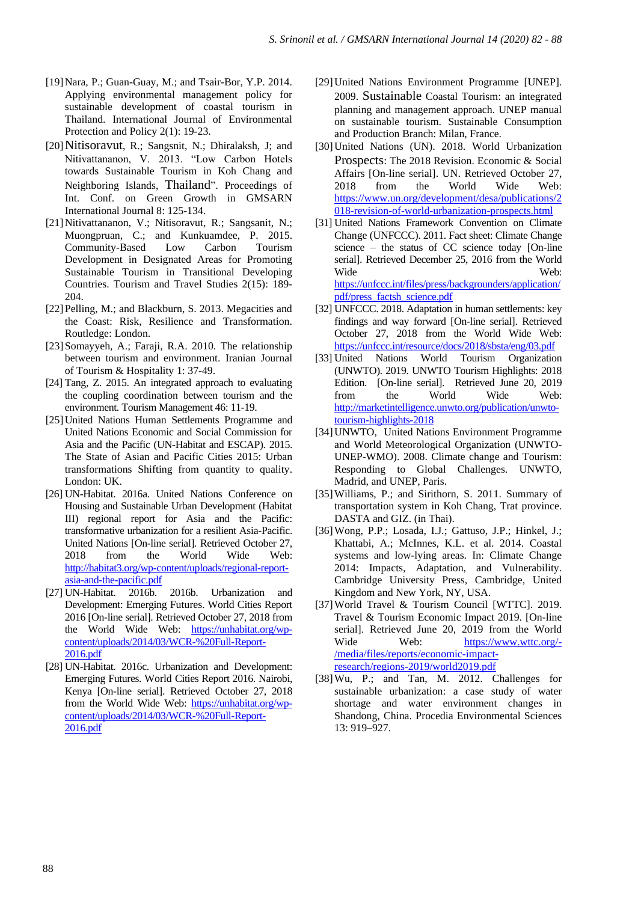[19] Nara, P.; Guan-Guay, M.; and Tsair-Bor, Y.P. 2014. Applying environmental management policy for sustainable development of coastal tourism in Thailand. International Journal of Environmental Protection and Policy 2(1): 19-23.

[20] Nitisoravut, R.; Sangsnit, N.; Dhiralaksh, J; and Nitivattananon, V. 2013. "Low Carbon Hotels towards Sustainable Tourism in Koh Chang and Neighboring Islands, Thailand". Proceedings of Int. Conf. on Green Growth in GMSARN International Journal 8: 125-134.

[21] Nitivattananon, V.; Nitisoravut, R.; Sangsanit, N.; Muongpruan, C.; and Kunkuamdee, P. 2015. Community-Based Low Carbon Tourism Development in Designated Areas for Promoting Sustainable Tourism in Transitional Developing Countries. Tourism and Travel Studies 2(15): 189-204.

[22] Pelling, M.; and Blackburn, S. 2013. Megacities and the Coast: Risk, Resilience and Transformation. Routledge: London.

[23] Somayyeh, A.; Faraji, R.A. 2010. The relationship between tourism and environment. Iranian Journal of Tourism & Hospitality 1: 37-49.

[24] Tang, Z. 2015. An integrated approach to evaluating the coupling coordination between tourism and the environment. Tourism Management 46: 11-19.

[25] United Nations Human Settlements Programme and United Nations Economic and Social Commission for Asia and the Pacific (UN-Habitat and ESCAP). 2015. The State of Asian and Pacific Cities 2015: Urban transformations Shifting from quantity to quality. London: UK.

[26] UN-Habitat. 2016a. United Nations Conference on Housing and Sustainable Urban Development (Habitat III) regional report for Asia and the Pacific: transformative urbanization for a resilient Asia-Pacific. United Nations [On-line serial]. Retrieved October 27, 2018 from the World Wide Web: http://habitat3.org/wp-content/uploads/regional-report-asia-and-the-pacific.pdf

[27] UN-Habitat. 2016b. Urbanization and Development: Emerging Futures. World Cities Report 2016 [On-line serial]. Retrieved October 27, 2018 from the World Wide Web: https://unhabitat.org/wp-content/uploads/2014/03/WCR-%20Full-Report-2016.pdf

[28] UN-Habitat. 2016c. Urbanization and Development: Emerging Futures. World Cities Report 2016. Nairobi, Kenya [On-line serial]. Retrieved October 27, 2018 from the World Wide Web: https://unhabitat.org/wp-content/uploads/2014/03/WCR-%20Full-Report-2016.pdf

[29] United Nations Environment Programme [UNEP]. 2009. Sustainable Coastal Tourism: an integrated planning and management approach. UNEP manual on sustainable tourism. Sustainable Consumption and Production Branch: Milan, France.

[30] United Nations (UN). 2018. World Urbanization Prospects: The 2018 Revision. Economic & Social Affairs [On-line serial]. UN. Retrieved October 27, 2018 from the World Wide Web: https://www.un.org/development/desa/publications/2018-revision-of-world-urbanization-prospects.html

[31] United Nations Framework Convention on Climate Change (UNFCCC). 2011. Fact sheet: Climate Change science – the status of CC science today [On-line serial]. Retrieved December 25, 2016 from the World Wide Web: https://unfccc.int/files/press/backgrounders/application/pdf/press_factsh_science.pdf

[32] UNFCCC. 2018. Adaptation in human settlements: key findings and way forward [On-line serial]. Retrieved October 27, 2018 from the World Wide Web: https://unfccc.int/resource/docs/2018/sbsta/eng/03.pdf

[33] United Nations World Tourism Organization (UNWTO). 2019. UNWTO Tourism Highlights: 2018 Edition. [On-line serial]. Retrieved June 20, 2019 from the World Wide Web: http://marketintelligence.unwto.org/publication/unwto-tourism-highlights-2018

[34] UNWTO, United Nations Environment Programme and World Meteorological Organization (UNWTO-UNEP-WMO). 2008. Climate change and Tourism: Responding to Global Challenges. UNWTO, Madrid, and UNEP, Paris.

[35] Williams, P.; and Sirithorn, S. 2011. Summary of transportation system in Koh Chang, Trat province. DASTA and GIZ. (in Thai).

[36] Wong, P.P.; Losada, I.J.; Gattuso, J.P.; Hinkel, J.; Khattabi, A.; McInnes, K.L. et al. 2014. Coastal systems and low-lying areas. In: Climate Change 2014: Impacts, Adaptation, and Vulnerability. Cambridge University Press, Cambridge, United Kingdom and New York, NY, USA.

[37] World Travel & Tourism Council [WTTC]. 2019. Travel & Tourism Economic Impact 2019. [On-line serial]. Retrieved June 20, 2019 from the World Wide Web: https://www.wttc.org/-/media/files/reports/economic-impact-research/regions-2019/world2019.pdf

[38] Wu, P.; and Tan, M. 2012. Challenges for sustainable urbanization: a case study of water shortage and water environment changes in Shandong, China. Procedia Environmental Sciences 13: 919–927.